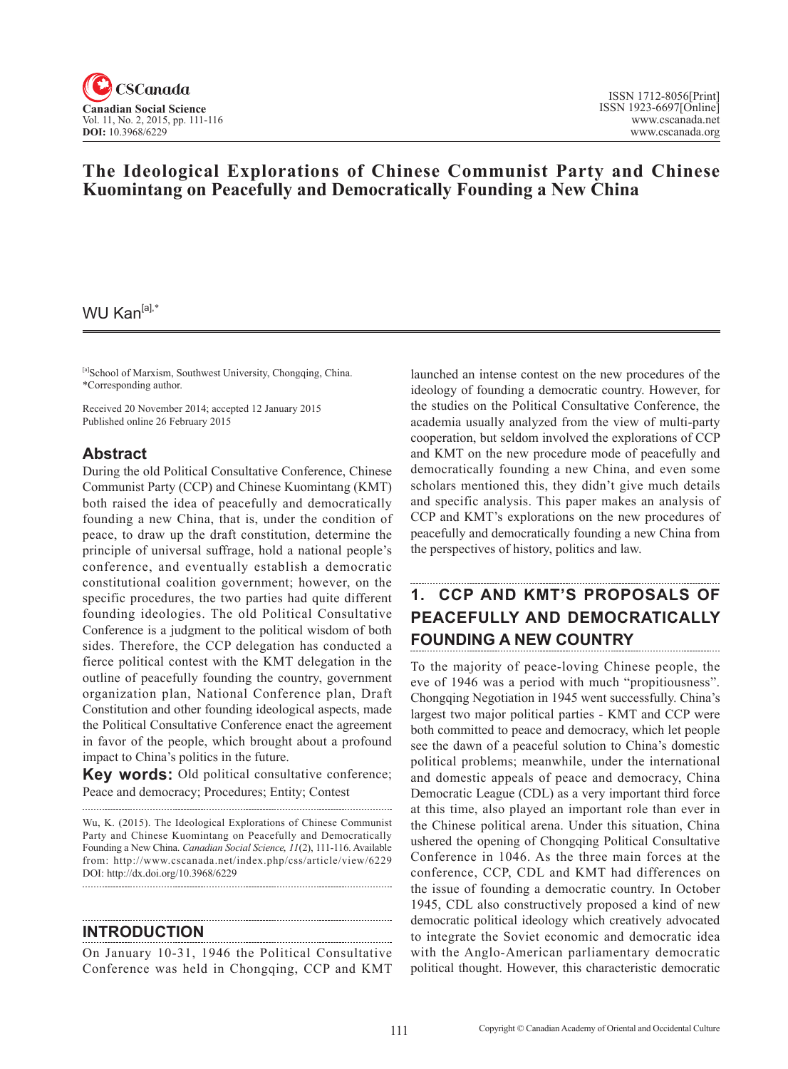# The Ideological Explorations of Chinese Communist Party and Chinese Kuomintang on Peacefully and Democratically Founding a New China

WU Kan[a],*

[a]School of Marxism, Southwest University, Chongqing, China.
*Corresponding author.

Received 20 November 2014; accepted 12 January 2015
Published online 26 February 2015

## Abstract

During the old Political Consultative Conference, Chinese Communist Party (CCP) and Chinese Kuomintang (KMT) both raised the idea of peacefully and democratically founding a new China, that is, under the condition of peace, to draw up the draft constitution, determine the principle of universal suffrage, hold a national people's conference, and eventually establish a democratic constitutional coalition government; however, on the specific procedures, the two parties had quite different founding ideologies. The old Political Consultative Conference is a judgment to the political wisdom of both sides. Therefore, the CCP delegation has conducted a fierce political contest with the KMT delegation in the outline of peacefully founding the country, government organization plan, National Conference plan, Draft Constitution and other founding ideological aspects, made the Political Consultative Conference enact the agreement in favor of the people, which brought about a profound impact to China's politics in the future.

**Key words:** Old political consultative conference; Peace and democracy; Procedures; Entity; Contest

Wu, K. (2015). The Ideological Explorations of Chinese Communist Party and Chinese Kuomintang on Peacefully and Democratically Founding a New China. *Canadian Social Science, 11*(2), 111-116. Available from: http://www.cscanada.net/index.php/css/article/view/6229
DOI: http://dx.doi.org/10.3968/6229

## INTRODUCTION

On January 10-31, 1946 the Political Consultative Conference was held in Chongqing, CCP and KMT launched an intense contest on the new procedures of the ideology of founding a democratic country. However, for the studies on the Political Consultative Conference, the academia usually analyzed from the view of multi-party cooperation, but seldom involved the explorations of CCP and KMT on the new procedure mode of peacefully and democratically founding a new China, and even some scholars mentioned this, they didn't give much details and specific analysis. This paper makes an analysis of CCP and KMT's explorations on the new procedures of peacefully and democratically founding a new China from the perspectives of history, politics and law.

## 1. CCP AND KMT'S PROPOSALS OF PEACEFULLY AND DEMOCRATICALLY FOUNDING A NEW COUNTRY

To the majority of peace-loving Chinese people, the eve of 1946 was a period with much "propitiousness". Chongqing Negotiation in 1945 went successfully. China's largest two major political parties - KMT and CCP were both committed to peace and democracy, which let people see the dawn of a peaceful solution to China's domestic political problems; meanwhile, under the international and domestic appeals of peace and democracy, China Democratic League (CDL) as a very important third force at this time, also played an important role than ever in the Chinese political arena. Under this situation, China ushered the opening of Chongqing Political Consultative Conference in 1046. As the three main forces at the conference, CCP, CDL and KMT had differences on the issue of founding a democratic country. In October 1945, CDL also constructively proposed a kind of new democratic political ideology which creatively advocated to integrate the Soviet economic and democratic idea with the Anglo-American parliamentary democratic political thought. However, this characteristic democratic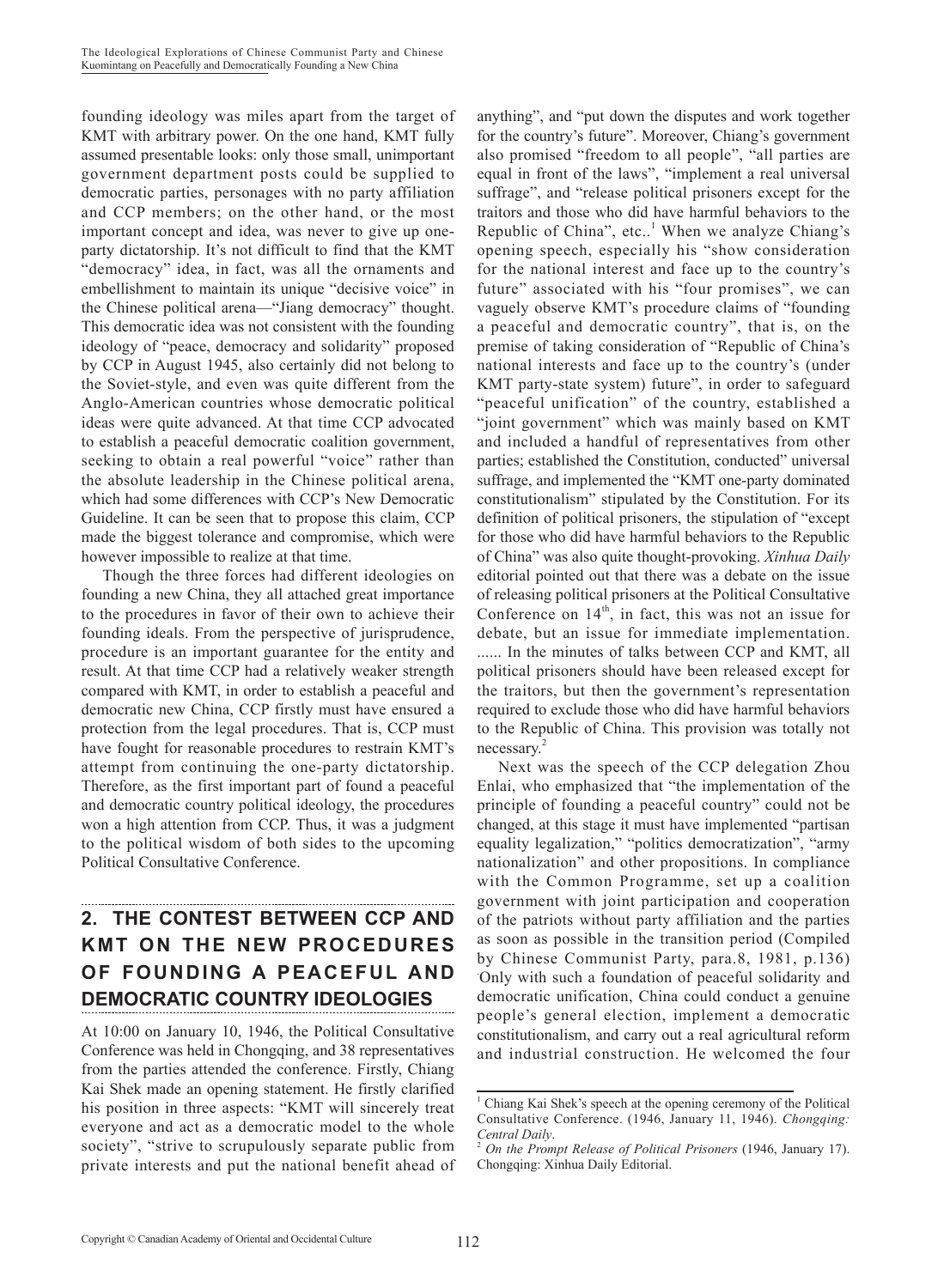founding ideology was miles apart from the target of KMT with arbitrary power. On the one hand, KMT fully assumed presentable looks: only those small, unimportant government department posts could be supplied to democratic parties, personages with no party affiliation and CCP members; on the other hand, or the most important concept and idea, was never to give up one-party dictatorship. It's not difficult to find that the KMT "democracy" idea, in fact, was all the ornaments and embellishment to maintain its unique "decisive voice" in the Chinese political arena—"Jiang democracy" thought. This democratic idea was not consistent with the founding ideology of "peace, democracy and solidarity" proposed by CCP in August 1945, also certainly did not belong to the Soviet-style, and even was quite different from the Anglo-American countries whose democratic political ideas were quite advanced. At that time CCP advocated to establish a peaceful democratic coalition government, seeking to obtain a real powerful "voice" rather than the absolute leadership in the Chinese political arena, which had some differences with CCP's New Democratic Guideline. It can be seen that to propose this claim, CCP made the biggest tolerance and compromise, which were however impossible to realize at that time.

Though the three forces had different ideologies on founding a new China, they all attached great importance to the procedures in favor of their own to achieve their founding ideals. From the perspective of jurisprudence, procedure is an important guarantee for the entity and result. At that time CCP had a relatively weaker strength compared with KMT, in order to establish a peaceful and democratic new China, CCP firstly must have ensured a protection from the legal procedures. That is, CCP must have fought for reasonable procedures to restrain KMT's attempt from continuing the one-party dictatorship. Therefore, as the first important part of found a peaceful and democratic country political ideology, the procedures won a high attention from CCP. Thus, it was a judgment to the political wisdom of both sides to the upcoming Political Consultative Conference.

## 2. THE CONTEST BETWEEN CCP AND KMT ON THE NEW PROCEDURES OF FOUNDING A PEACEFUL AND DEMOCRATIC COUNTRY IDEOLOGIES

At 10:00 on January 10, 1946, the Political Consultative Conference was held in Chongqing, and 38 representatives from the parties attended the conference. Firstly, Chiang Kai Shek made an opening statement. He firstly clarified his position in three aspects: "KMT will sincerely treat everyone and act as a democratic model to the whole society", "strive to scrupulously separate public from private interests and put the national benefit ahead of anything", and "put down the disputes and work together for the country's future". Moreover, Chiang's government also promised "freedom to all people", "all parties are equal in front of the laws", "implement a real universal suffrage", and "release political prisoners except for the traitors and those who did have harmful behaviors to the Republic of China", etc..[1] When we analyze Chiang's opening speech, especially his "show consideration for the national interest and face up to the country's future" associated with his "four promises", we can vaguely observe KMT's procedure claims of "founding a peaceful and democratic country", that is, on the premise of taking consideration of "Republic of China's national interests and face up to the country's (under KMT party-state system) future", in order to safeguard "peaceful unification" of the country, established a "joint government" which was mainly based on KMT and included a handful of representatives from other parties; established the Constitution, conducted" universal suffrage, and implemented the "KMT one-party dominated constitutionalism" stipulated by the Constitution. For its definition of political prisoners, the stipulation of "except for those who did have harmful behaviors to the Republic of China" was also quite thought-provoking. *Xinhua Daily* editorial pointed out that there was a debate on the issue of releasing political prisoners at the Political Consultative Conference on 14th, in fact, this was not an issue for debate, but an issue for immediate implementation. ...... In the minutes of talks between CCP and KMT, all political prisoners should have been released except for the traitors, but then the government's representation required to exclude those who did have harmful behaviors to the Republic of China. This provision was totally not necessary.[2]

Next was the speech of the CCP delegation Zhou Enlai, who emphasized that "the implementation of the principle of founding a peaceful country" could not be changed, at this stage it must have implemented "partisan equality legalization," "politics democratization", "army nationalization" and other propositions. In compliance with the Common Programme, set up a coalition government with joint participation and cooperation of the patriots without party affiliation and the parties as soon as possible in the transition period (Compiled by Chinese Communist Party, para.8, 1981, p.136). Only with such a foundation of peaceful solidarity and democratic unification, China could conduct a genuine people's general election, implement a democratic constitutionalism, and carry out a real agricultural reform and industrial construction. He welcomed the four

---

[1] Chiang Kai Shek's speech at the opening ceremony of the Political Consultative Conference. (1946, January 11, 1946). *Chongqing: Central Daily*.

[2] *On the Prompt Release of Political Prisoners* (1946, January 17). Chongqing: Xinhua Daily Editorial.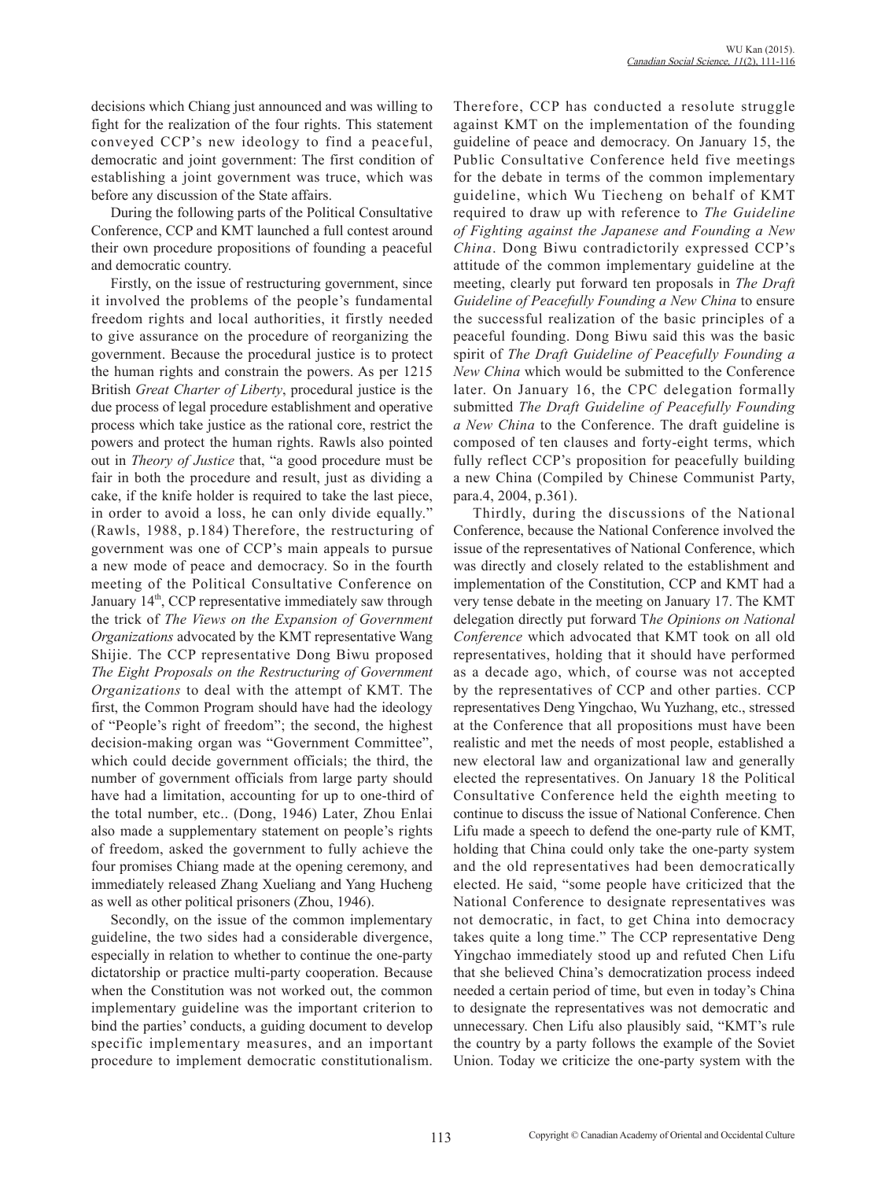decisions which Chiang just announced and was willing to fight for the realization of the four rights. This statement conveyed CCP's new ideology to find a peaceful, democratic and joint government: The first condition of establishing a joint government was truce, which was before any discussion of the State affairs.

During the following parts of the Political Consultative Conference, CCP and KMT launched a full contest around their own procedure propositions of founding a peaceful and democratic country.

Firstly, on the issue of restructuring government, since it involved the problems of the people's fundamental freedom rights and local authorities, it firstly needed to give assurance on the procedure of reorganizing the government. Because the procedural justice is to protect the human rights and constrain the powers. As per 1215 British *Great Charter of Liberty*, procedural justice is the due process of legal procedure establishment and operative process which take justice as the rational core, restrict the powers and protect the human rights. Rawls also pointed out in *Theory of Justice* that, "a good procedure must be fair in both the procedure and result, just as dividing a cake, if the knife holder is required to take the last piece, in order to avoid a loss, he can only divide equally." (Rawls, 1988, p.184) Therefore, the restructuring of government was one of CCP's main appeals to pursue a new mode of peace and democracy. So in the fourth meeting of the Political Consultative Conference on January 14th, CCP representative immediately saw through the trick of *The Views on the Expansion of Government Organizations* advocated by the KMT representative Wang Shijie. The CCP representative Dong Biwu proposed *The Eight Proposals on the Restructuring of Government Organizations* to deal with the attempt of KMT. The first, the Common Program should have had the ideology of "People's right of freedom"; the second, the highest decision-making organ was "Government Committee", which could decide government officials; the third, the number of government officials from large party should have had a limitation, accounting for up to one-third of the total number, etc.. (Dong, 1946) Later, Zhou Enlai also made a supplementary statement on people's rights of freedom, asked the government to fully achieve the four promises Chiang made at the opening ceremony, and immediately released Zhang Xueliang and Yang Hucheng as well as other political prisoners (Zhou, 1946).

Secondly, on the issue of the common implementary guideline, the two sides had a considerable divergence, especially in relation to whether to continue the one-party dictatorship or practice multi-party cooperation. Because when the Constitution was not worked out, the common implementary guideline was the important criterion to bind the parties' conducts, a guiding document to develop specific implementary measures, and an important procedure to implement democratic constitutionalism. Therefore, CCP has conducted a resolute struggle against KMT on the implementation of the founding guideline of peace and democracy. On January 15, the Public Consultative Conference held five meetings for the debate in terms of the common implementary guideline, which Wu Tiecheng on behalf of KMT required to draw up with reference to *The Guideline of Fighting against the Japanese and Founding a New China*. Dong Biwu contradictorily expressed CCP's attitude of the common implementary guideline at the meeting, clearly put forward ten proposals in *The Draft Guideline of Peacefully Founding a New China* to ensure the successful realization of the basic principles of a peaceful founding. Dong Biwu said this was the basic spirit of *The Draft Guideline of Peacefully Founding a New China* which would be submitted to the Conference later. On January 16, the CPC delegation formally submitted *The Draft Guideline of Peacefully Founding a New China* to the Conference. The draft guideline is composed of ten clauses and forty-eight terms, which fully reflect CCP's proposition for peacefully building a new China (Compiled by Chinese Communist Party, para.4, 2004, p.361).

Thirdly, during the discussions of the National Conference, because the National Conference involved the issue of the representatives of National Conference, which was directly and closely related to the establishment and implementation of the Constitution, CCP and KMT had a very tense debate in the meeting on January 17. The KMT delegation directly put forward T*he Opinions on National Conference* which advocated that KMT took on all old representatives, holding that it should have performed as a decade ago, which, of course was not accepted by the representatives of CCP and other parties. CCP representatives Deng Yingchao, Wu Yuzhang, etc., stressed at the Conference that all propositions must have been realistic and met the needs of most people, established a new electoral law and organizational law and generally elected the representatives. On January 18 the Political Consultative Conference held the eighth meeting to continue to discuss the issue of National Conference. Chen Lifu made a speech to defend the one-party rule of KMT, holding that China could only take the one-party system and the old representatives had been democratically elected. He said, "some people have criticized that the National Conference to designate representatives was not democratic, in fact, to get China into democracy takes quite a long time." The CCP representative Deng Yingchao immediately stood up and refuted Chen Lifu that she believed China's democratization process indeed needed a certain period of time, but even in today's China to designate the representatives was not democratic and unnecessary. Chen Lifu also plausibly said, "KMT's rule the country by a party follows the example of the Soviet Union. Today we criticize the one-party system with the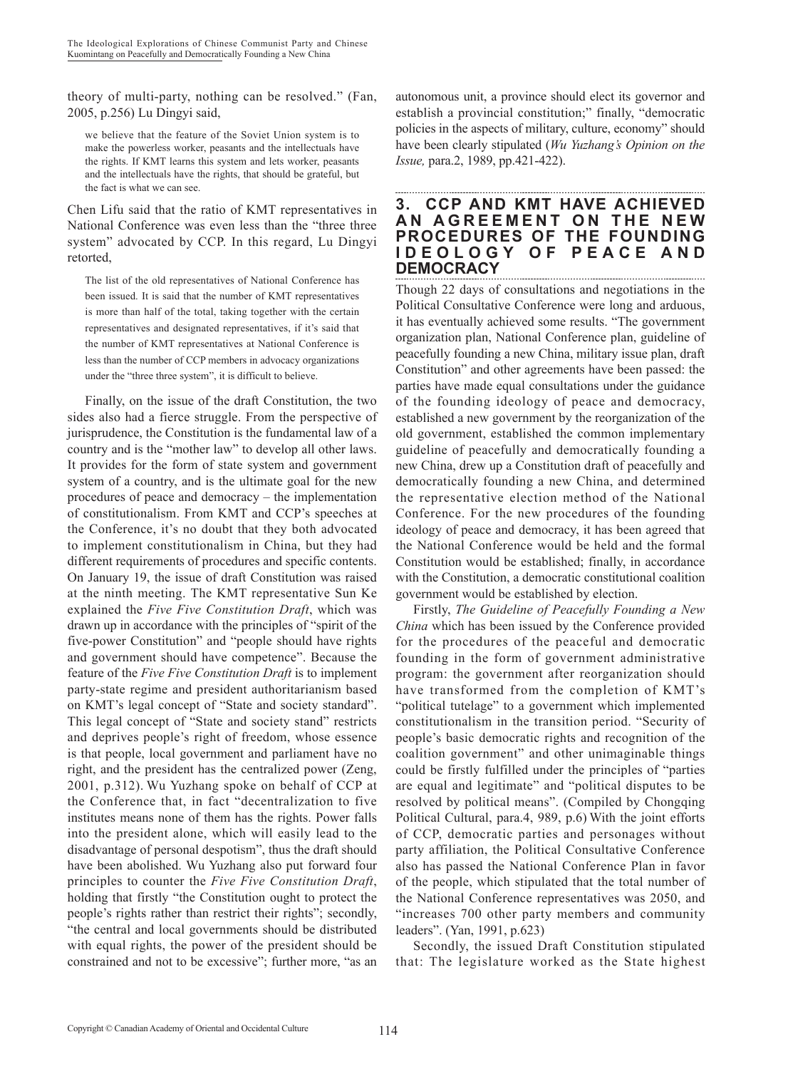theory of multi-party, nothing can be resolved." (Fan, 2005, p.256) Lu Dingyi said,

> we believe that the feature of the Soviet Union system is to make the powerless worker, peasants and the intellectuals have the rights. If KMT learns this system and lets worker, peasants and the intellectuals have the rights, that should be grateful, but the fact is what we can see.

Chen Lifu said that the ratio of KMT representatives in National Conference was even less than the "three three system" advocated by CCP. In this regard, Lu Dingyi retorted,

> The list of the old representatives of National Conference has been issued. It is said that the number of KMT representatives is more than half of the total, taking together with the certain representatives and designated representatives, if it's said that the number of KMT representatives at National Conference is less than the number of CCP members in advocacy organizations under the "three three system", it is difficult to believe.

Finally, on the issue of the draft Constitution, the two sides also had a fierce struggle. From the perspective of jurisprudence, the Constitution is the fundamental law of a country and is the "mother law" to develop all other laws. It provides for the form of state system and government system of a country, and is the ultimate goal for the new procedures of peace and democracy – the implementation of constitutionalism. From KMT and CCP's speeches at the Conference, it's no doubt that they both advocated to implement constitutionalism in China, but they had different requirements of procedures and specific contents. On January 19, the issue of draft Constitution was raised at the ninth meeting. The KMT representative Sun Ke explained the *Five Five Constitution Draft*, which was drawn up in accordance with the principles of "spirit of the five-power Constitution" and "people should have rights and government should have competence". Because the feature of the *Five Five Constitution Draft* is to implement party-state regime and president authoritarianism based on KMT's legal concept of "State and society standard". This legal concept of "State and society stand" restricts and deprives people's right of freedom, whose essence is that people, local government and parliament have no right, and the president has the centralized power (Zeng, 2001, p.312). Wu Yuzhang spoke on behalf of CCP at the Conference that, in fact "decentralization to five institutes means none of them has the rights. Power falls into the president alone, which will easily lead to the disadvantage of personal despotism", thus the draft should have been abolished. Wu Yuzhang also put forward four principles to counter the *Five Five Constitution Draft*, holding that firstly "the Constitution ought to protect the people's rights rather than restrict their rights"; secondly, "the central and local governments should be distributed with equal rights, the power of the president should be constrained and not to be excessive"; further more, "as an autonomous unit, a province should elect its governor and establish a provincial constitution;" finally, "democratic policies in the aspects of military, culture, economy" should have been clearly stipulated (*Wu Yuzhang's Opinion on the Issue,* para.2, 1989, pp.421-422).

## 3. CCP AND KMT HAVE ACHIEVED AN AGREEMENT ON THE NEW PROCEDURES OF THE FOUNDING IDEOLOGY OF PEACE AND DEMOCRACY

Though 22 days of consultations and negotiations in the Political Consultative Conference were long and arduous, it has eventually achieved some results. "The government organization plan, National Conference plan, guideline of peacefully founding a new China, military issue plan, draft Constitution" and other agreements have been passed: the parties have made equal consultations under the guidance of the founding ideology of peace and democracy, established a new government by the reorganization of the old government, established the common implementary guideline of peacefully and democratically founding a new China, drew up a Constitution draft of peacefully and democratically founding a new China, and determined the representative election method of the National Conference. For the new procedures of the founding ideology of peace and democracy, it has been agreed that the National Conference would be held and the formal Constitution would be established; finally, in accordance with the Constitution, a democratic constitutional coalition government would be established by election.

Firstly, *The Guideline of Peacefully Founding a New China* which has been issued by the Conference provided for the procedures of the peaceful and democratic founding in the form of government administrative program: the government after reorganization should have transformed from the completion of KMT's "political tutelage" to a government which implemented constitutionalism in the transition period. "Security of people's basic democratic rights and recognition of the coalition government" and other unimaginable things could be firstly fulfilled under the principles of "parties are equal and legitimate" and "political disputes to be resolved by political means". (Compiled by Chongqing Political Cultural, para.4, 989, p.6) With the joint efforts of CCP, democratic parties and personages without party affiliation, the Political Consultative Conference also has passed the National Conference Plan in favor of the people, which stipulated that the total number of the National Conference representatives was 2050, and "increases 700 other party members and community leaders". (Yan, 1991, p.623)

Secondly, the issued Draft Constitution stipulated that: The legislature worked as the State highest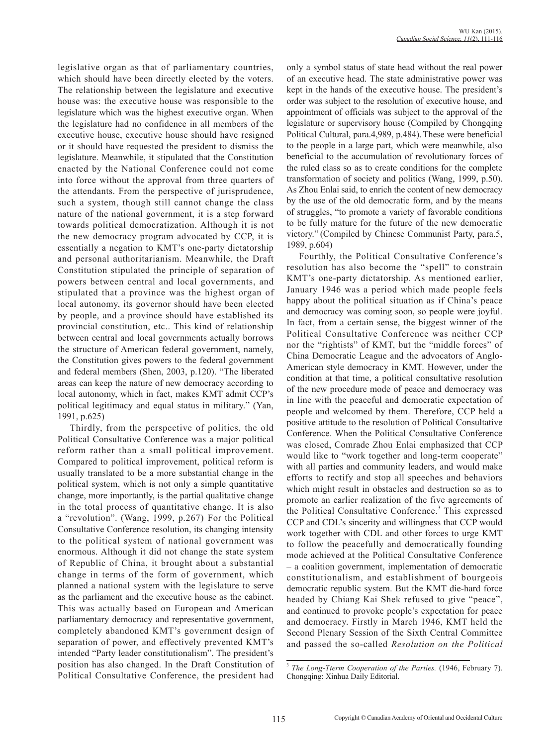legislative organ as that of parliamentary countries, which should have been directly elected by the voters. The relationship between the legislature and executive house was: the executive house was responsible to the legislature which was the highest executive organ. When the legislature had no confidence in all members of the executive house, executive house should have resigned or it should have requested the president to dismiss the legislature. Meanwhile, it stipulated that the Constitution enacted by the National Conference could not come into force without the approval from three quarters of the attendants. From the perspective of jurisprudence, such a system, though still cannot change the class nature of the national government, it is a step forward towards political democratization. Although it is not the new democracy program advocated by CCP, it is essentially a negation to KMT's one-party dictatorship and personal authoritarianism. Meanwhile, the Draft Constitution stipulated the principle of separation of powers between central and local governments, and stipulated that a province was the highest organ of local autonomy, its governor should have been elected by people, and a province should have established its provincial constitution, etc.. This kind of relationship between central and local governments actually borrows the structure of American federal government, namely, the Constitution gives powers to the federal government and federal members (Shen, 2003, p.120). "The liberated areas can keep the nature of new democracy according to local autonomy, which in fact, makes KMT admit CCP's political legitimacy and equal status in military." (Yan, 1991, p.625)

Thirdly, from the perspective of politics, the old Political Consultative Conference was a major political reform rather than a small political improvement. Compared to political improvement, political reform is usually translated to be a more substantial change in the political system, which is not only a simple quantitative change, more importantly, is the partial qualitative change in the total process of quantitative change. It is also a "revolution". (Wang, 1999, p.267) For the Political Consultative Conference resolution, its changing intensity to the political system of national government was enormous. Although it did not change the state system of Republic of China, it brought about a substantial change in terms of the form of government, which planned a national system with the legislature to serve as the parliament and the executive house as the cabinet. This was actually based on European and American parliamentary democracy and representative government, completely abandoned KMT's government design of separation of power, and effectively prevented KMT's intended "Party leader constitutionalism". The president's position has also changed. In the Draft Constitution of Political Consultative Conference, the president had only a symbol status of state head without the real power of an executive head. The state administrative power was kept in the hands of the executive house. The president's order was subject to the resolution of executive house, and appointment of officials was subject to the approval of the legislature or supervisory house (Compiled by Chongqing Political Cultural, para.4,989, p.484). These were beneficial to the people in a large part, which were meanwhile, also beneficial to the accumulation of revolutionary forces of the ruled class so as to create conditions for the complete transformation of society and politics (Wang, 1999, p.50). As Zhou Enlai said, to enrich the content of new democracy by the use of the old democratic form, and by the means of struggles, "to promote a variety of favorable conditions to be fully mature for the future of the new democratic victory." (Compiled by Chinese Communist Party, para.5, 1989, p.604)

Fourthly, the Political Consultative Conference's resolution has also become the "spell" to constrain KMT's one-party dictatorship. As mentioned earlier, January 1946 was a period which made people feels happy about the political situation as if China's peace and democracy was coming soon, so people were joyful. In fact, from a certain sense, the biggest winner of the Political Consultative Conference was neither CCP nor the "rightists" of KMT, but the "middle forces" of China Democratic League and the advocators of Anglo-American style democracy in KMT. However, under the condition at that time, a political consultative resolution of the new procedure mode of peace and democracy was in line with the peaceful and democratic expectation of people and welcomed by them. Therefore, CCP held a positive attitude to the resolution of Political Consultative Conference. When the Political Consultative Conference was closed, Comrade Zhou Enlai emphasized that CCP would like to "work together and long-term cooperate" with all parties and community leaders, and would make efforts to rectify and stop all speeches and behaviors which might result in obstacles and destruction so as to promote an earlier realization of the five agreements of the Political Consultative Conference.[3] This expressed CCP and CDL's sincerity and willingness that CCP would work together with CDL and other forces to urge KMT to follow the peacefully and democratically founding mode achieved at the Political Consultative Conference – a coalition government, implementation of democratic constitutionalism, and establishment of bourgeois democratic republic system. But the KMT die-hard force headed by Chiang Kai Shek refused to give "peace", and continued to provoke people's expectation for peace and democracy. Firstly in March 1946, KMT held the Second Plenary Session of the Sixth Central Committee and passed the so-called *Resolution on the Political*

---

[3] *The Long-Tterm Cooperation of the Parties.* (1946, February 7). Chongqing: Xinhua Daily Editorial.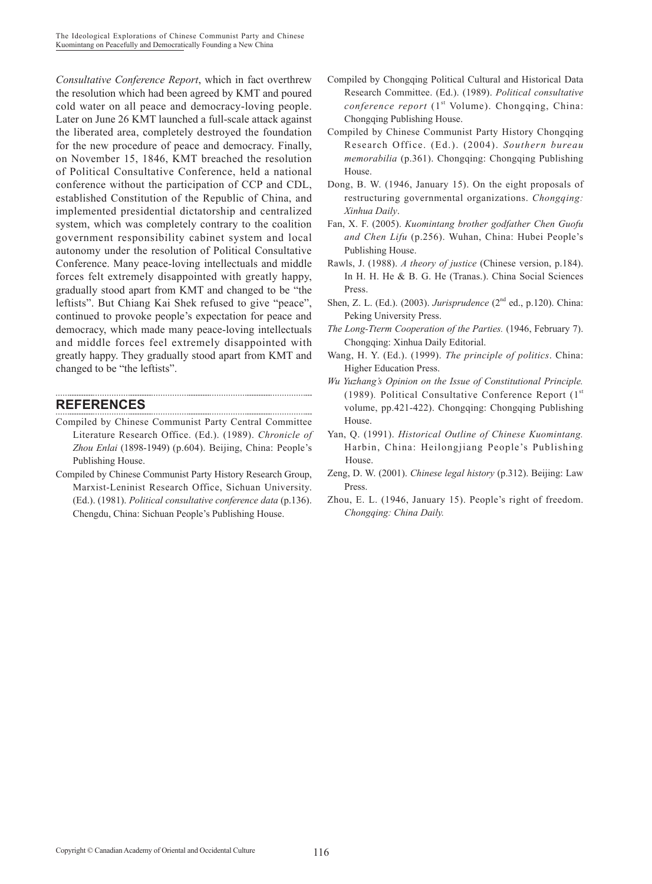*Consultative Conference Report*, which in fact overthrew the resolution which had been agreed by KMT and poured cold water on all peace and democracy-loving people. Later on June 26 KMT launched a full-scale attack against the liberated area, completely destroyed the foundation for the new procedure of peace and democracy. Finally, on November 15, 1846, KMT breached the resolution of Political Consultative Conference, held a national conference without the participation of CCP and CDL, established Constitution of the Republic of China, and implemented presidential dictatorship and centralized system, which was completely contrary to the coalition government responsibility cabinet system and local autonomy under the resolution of Political Consultative Conference. Many peace-loving intellectuals and middle forces felt extremely disappointed with greatly happy, gradually stood apart from KMT and changed to be "the leftists". But Chiang Kai Shek refused to give "peace", continued to provoke people's expectation for peace and democracy, which made many peace-loving intellectuals and middle forces feel extremely disappointed with greatly happy. They gradually stood apart from KMT and changed to be "the leftists".

## REFERENCES

Compiled by Chinese Communist Party Central Committee Literature Research Office. (Ed.). (1989). *Chronicle of Zhou Enlai* (1898-1949) (p.604). Beijing, China: People's Publishing House.

Compiled by Chinese Communist Party History Research Group, Marxist-Leninist Research Office, Sichuan University. (Ed.). (1981). *Political consultative conference data* (p.136). Chengdu, China: Sichuan People's Publishing House.

Compiled by Chongqing Political Cultural and Historical Data Research Committee. (Ed.). (1989). *Political consultative conference report* (1st Volume). Chongqing, China: Chongqing Publishing House.

Compiled by Chinese Communist Party History Chongqing Research Office. (Ed.). (2004). *Southern bureau memorabilia* (p.361). Chongqing: Chongqing Publishing House.

Dong, B. W. (1946, January 15). On the eight proposals of restructuring governmental organizations. *Chongqing: Xinhua Daily*.

Fan, X. F. (2005). *Kuomintang brother godfather Chen Guofu and Chen Lifu* (p.256). Wuhan, China: Hubei People's Publishing House.

Rawls, J. (1988). *A theory of justice* (Chinese version, p.184). In H. H. He & B. G. He (Tranas.). China Social Sciences Press.

Shen, Z. L. (Ed.). (2003). *Jurisprudence* (2nd ed., p.120). China: Peking University Press.

*The Long-Tterm Cooperation of the Parties.* (1946, February 7). Chongqing: Xinhua Daily Editorial.

Wang, H. Y. (Ed.). (1999). *The principle of politics*. China: Higher Education Press.

*Wu Yuzhang's Opinion on the Issue of Constitutional Principle.* (1989). Political Consultative Conference Report (1st volume, pp.421-422). Chongqing: Chongqing Publishing House.

Yan, Q. (1991). *Historical Outline of Chinese Kuomintang.* Harbin, China: Heilongjiang People's Publishing House.

Zeng, D. W. (2001). *Chinese legal history* (p.312). Beijing: Law Press.

Zhou, E. L. (1946, January 15). People's right of freedom. *Chongqing: China Daily.*